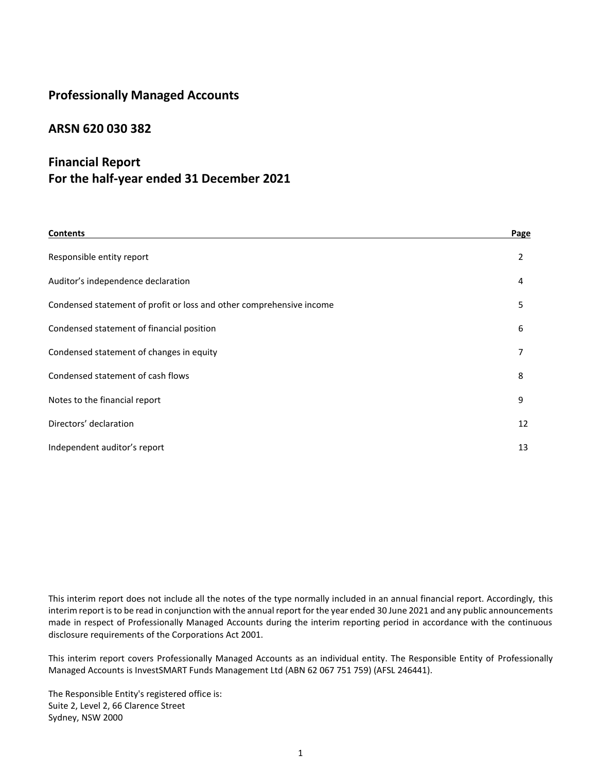# Professionally Managed Accounts

## ARSN 620 030 382

## Financial Report
## For the half-year ended 31 December 2021

| Contents | Page |
|---|---|
| Responsible entity report | 2 |
| Auditor's independence declaration | 4 |
| Condensed statement of profit or loss and other comprehensive income | 5 |
| Condensed statement of financial position | 6 |
| Condensed statement of changes in equity | 7 |
| Condensed statement of cash flows | 8 |
| Notes to the financial report | 9 |
| Directors' declaration | 12 |
| Independent auditor's report | 13 |

This interim report does not include all the notes of the type normally included in an annual financial report. Accordingly, this interim report is to be read in conjunction with the annual report for the year ended 30 June 2021 and any public announcements made in respect of Professionally Managed Accounts during the interim reporting period in accordance with the continuous disclosure requirements of the Corporations Act 2001.

This interim report covers Professionally Managed Accounts as an individual entity. The Responsible Entity of Professionally Managed Accounts is InvestSMART Funds Management Ltd (ABN 62 067 751 759) (AFSL 246441).

The Responsible Entity's registered office is:
Suite 2, Level 2, 66 Clarence Street
Sydney, NSW 2000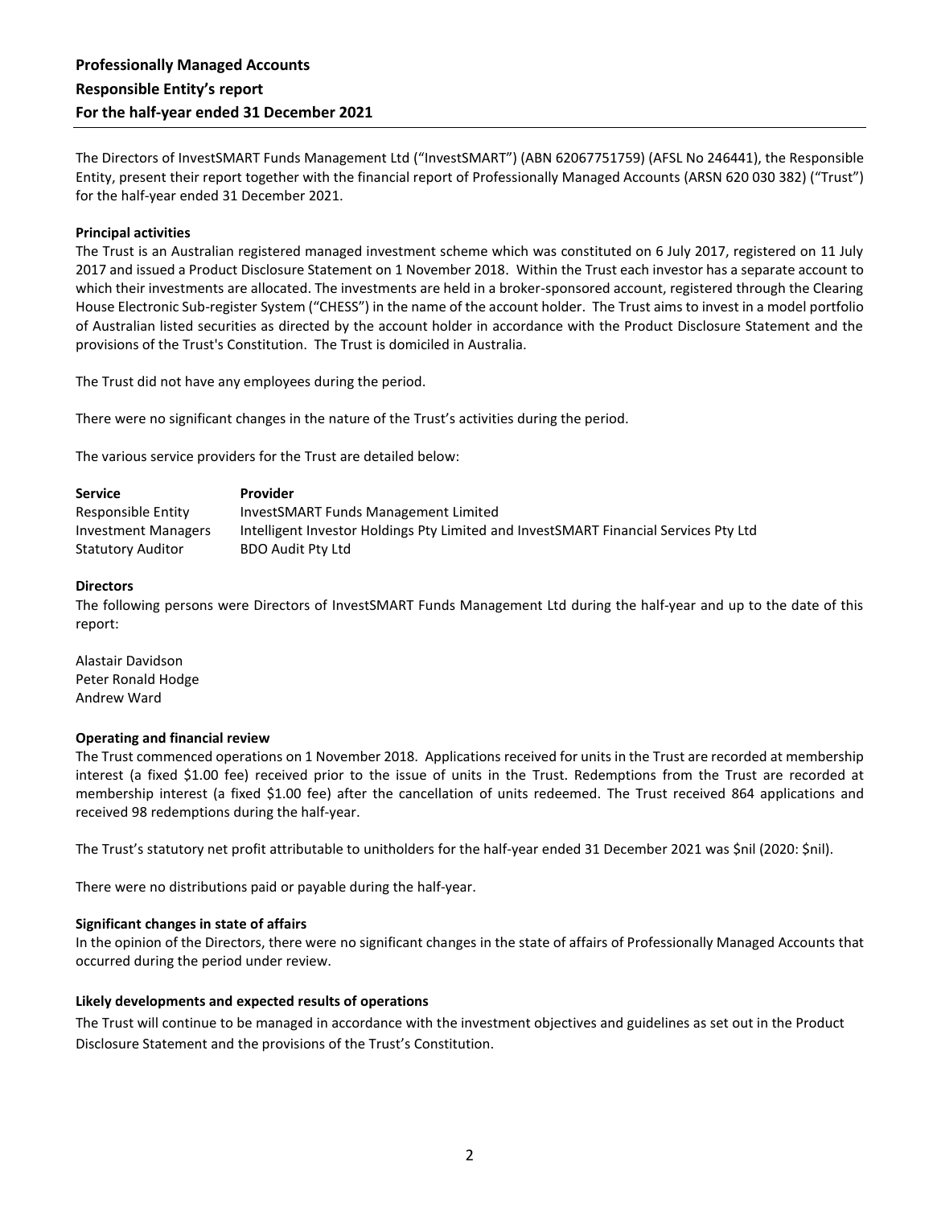# Professionally Managed Accounts
## Responsible Entity's report
## For the half-year ended 31 December 2021

The Directors of InvestSMART Funds Management Ltd ("InvestSMART") (ABN 62067751759) (AFSL No 246441), the Responsible Entity, present their report together with the financial report of Professionally Managed Accounts (ARSN 620 030 382) ("Trust") for the half-year ended 31 December 2021.

**Principal activities**

The Trust is an Australian registered managed investment scheme which was constituted on 6 July 2017, registered on 11 July 2017 and issued a Product Disclosure Statement on 1 November 2018. Within the Trust each investor has a separate account to which their investments are allocated. The investments are held in a broker-sponsored account, registered through the Clearing House Electronic Sub-register System ("CHESS") in the name of the account holder. The Trust aims to invest in a model portfolio of Australian listed securities as directed by the account holder in accordance with the Product Disclosure Statement and the provisions of the Trust's Constitution. The Trust is domiciled in Australia.

The Trust did not have any employees during the period.

There were no significant changes in the nature of the Trust's activities during the period.

The various service providers for the Trust are detailed below:

| Service | Provider |
|---|---|
| Responsible Entity | InvestSMART Funds Management Limited |
| Investment Managers | Intelligent Investor Holdings Pty Limited and InvestSMART Financial Services Pty Ltd |
| Statutory Auditor | BDO Audit Pty Ltd |

**Directors**

The following persons were Directors of InvestSMART Funds Management Ltd during the half-year and up to the date of this report:

Alastair Davidson
Peter Ronald Hodge
Andrew Ward

**Operating and financial review**

The Trust commenced operations on 1 November 2018. Applications received for units in the Trust are recorded at membership interest (a fixed $1.00 fee) received prior to the issue of units in the Trust. Redemptions from the Trust are recorded at membership interest (a fixed $1.00 fee) after the cancellation of units redeemed. The Trust received 864 applications and received 98 redemptions during the half-year.

The Trust's statutory net profit attributable to unitholders for the half-year ended 31 December 2021 was $nil (2020: $nil).

There were no distributions paid or payable during the half-year.

**Significant changes in state of affairs**

In the opinion of the Directors, there were no significant changes in the state of affairs of Professionally Managed Accounts that occurred during the period under review.

**Likely developments and expected results of operations**

The Trust will continue to be managed in accordance with the investment objectives and guidelines as set out in the Product Disclosure Statement and the provisions of the Trust's Constitution.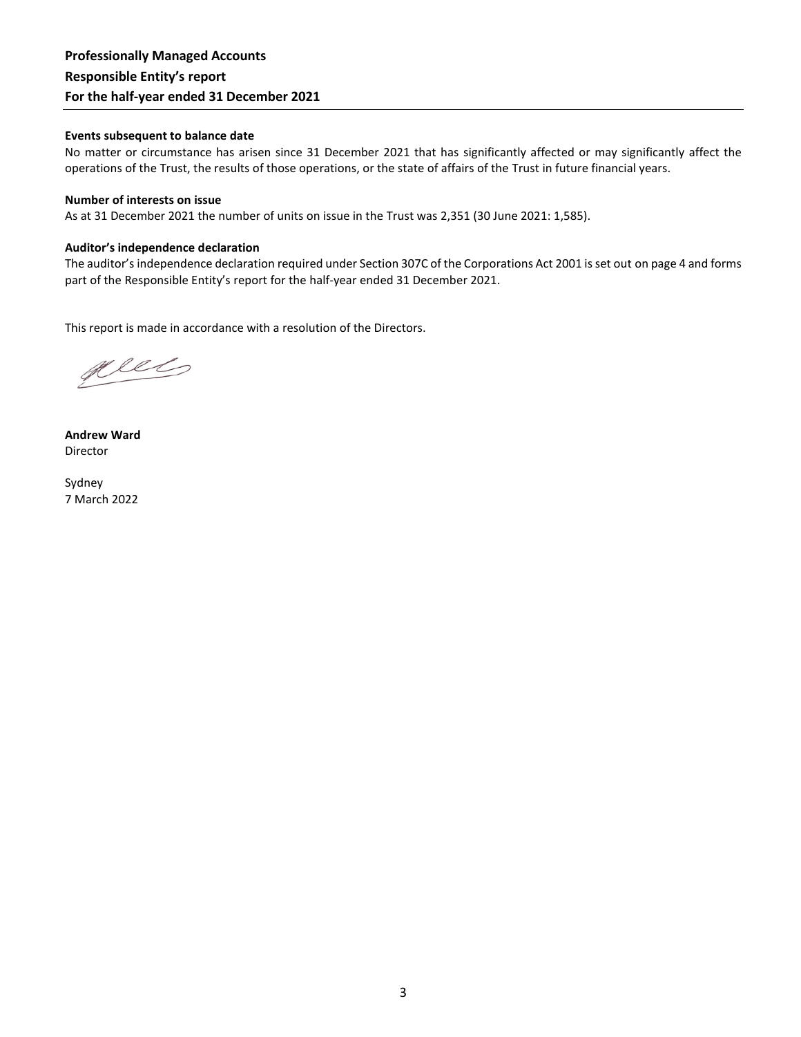**Professionally Managed Accounts**
**Responsible Entity's report**
**For the half-year ended 31 December 2021**

**Events subsequent to balance date**

No matter or circumstance has arisen since 31 December 2021 that has significantly affected or may significantly affect the operations of the Trust, the results of those operations, or the state of affairs of the Trust in future financial years.

**Number of interests on issue**

As at 31 December 2021 the number of units on issue in the Trust was 2,351 (30 June 2021: 1,585).

**Auditor's independence declaration**

The auditor's independence declaration required under Section 307C of the Corporations Act 2001 is set out on page 4 and forms part of the Responsible Entity's report for the half-year ended 31 December 2021.

This report is made in accordance with a resolution of the Directors.

**Andrew Ward**
Director

Sydney
7 March 2022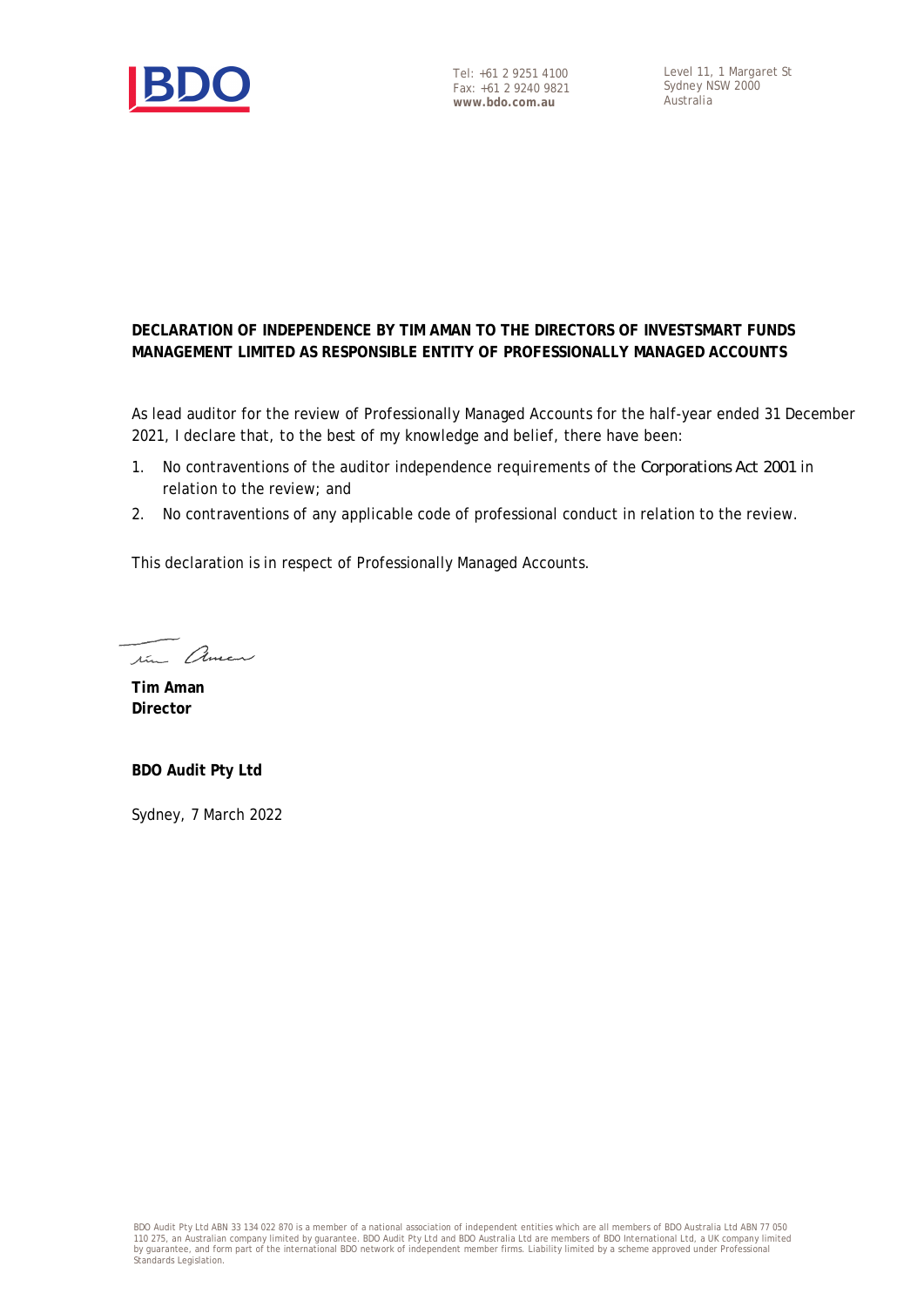Tel: +61 2 9251 4100
Fax: +61 2 9240 9821
**www.bdo.com.au**

Level 11, 1 Margaret St
Sydney NSW 2000
Australia

**DECLARATION OF INDEPENDENCE BY TIM AMAN TO THE DIRECTORS OF INVESTSMART FUNDS MANAGEMENT LIMITED AS RESPONSIBLE ENTITY OF PROFESSIONALLY MANAGED ACCOUNTS**

As lead auditor for the review of Professionally Managed Accounts for the half-year ended 31 December 2021, I declare that, to the best of my knowledge and belief, there have been:

1. No contraventions of the auditor independence requirements of the *Corporations Act 2001* in relation to the review; and
2. No contraventions of any applicable code of professional conduct in relation to the review.

This declaration is in respect of Professionally Managed Accounts.

**Tim Aman**
**Director**

**BDO Audit Pty Ltd**

Sydney, 7 March 2022

BDO Audit Pty Ltd ABN 33 134 022 870 is a member of a national association of independent entities which are all members of BDO Australia Ltd ABN 77 050 110 275, an Australian company limited by guarantee. BDO Audit Pty Ltd and BDO Australia Ltd are members of BDO International Ltd, a UK company limited by guarantee, and form part of the international BDO network of independent member firms. Liability limited by a scheme approved under Professional Standards Legislation.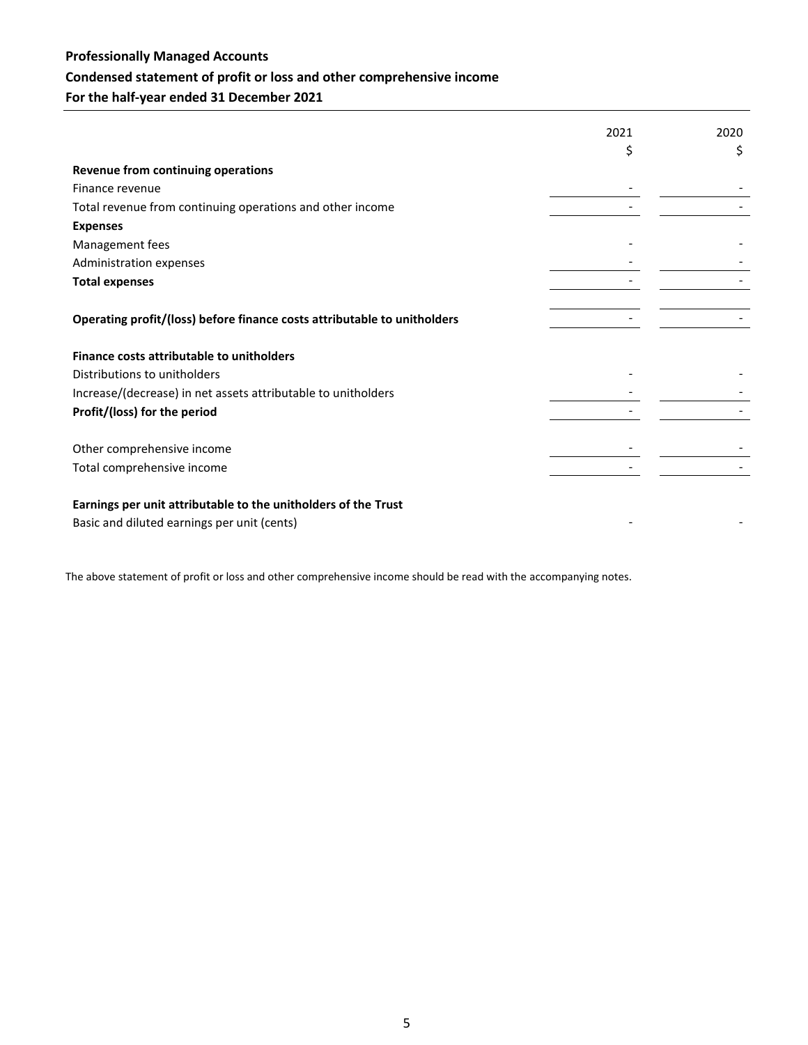## Professionally Managed Accounts

## Condensed statement of profit or loss and other comprehensive income

## For the half-year ended 31 December 2021

| | 2021<br>$ | 2020<br>$ |
|---|---|---|
| **Revenue from continuing operations** | | |
| Finance revenue | - | - |
| Total revenue from continuing operations and other income | - | - |
| **Expenses** | | |
| Management fees | - | - |
| Administration expenses | - | - |
| **Total expenses** | - | - |
| | | |
| **Operating profit/(loss) before finance costs attributable to unitholders** | - | - |
| | | |
| **Finance costs attributable to unitholders** | | |
| Distributions to unitholders | - | - |
| Increase/(decrease) in net assets attributable to unitholders | - | - |
| **Profit/(loss) for the period** | - | - |
| | | |
| Other comprehensive income | - | - |
| Total comprehensive income | - | - |
| | | |
| **Earnings per unit attributable to the unitholders of the Trust** | | |
| Basic and diluted earnings per unit (cents) | - | - |

The above statement of profit or loss and other comprehensive income should be read with the accompanying notes.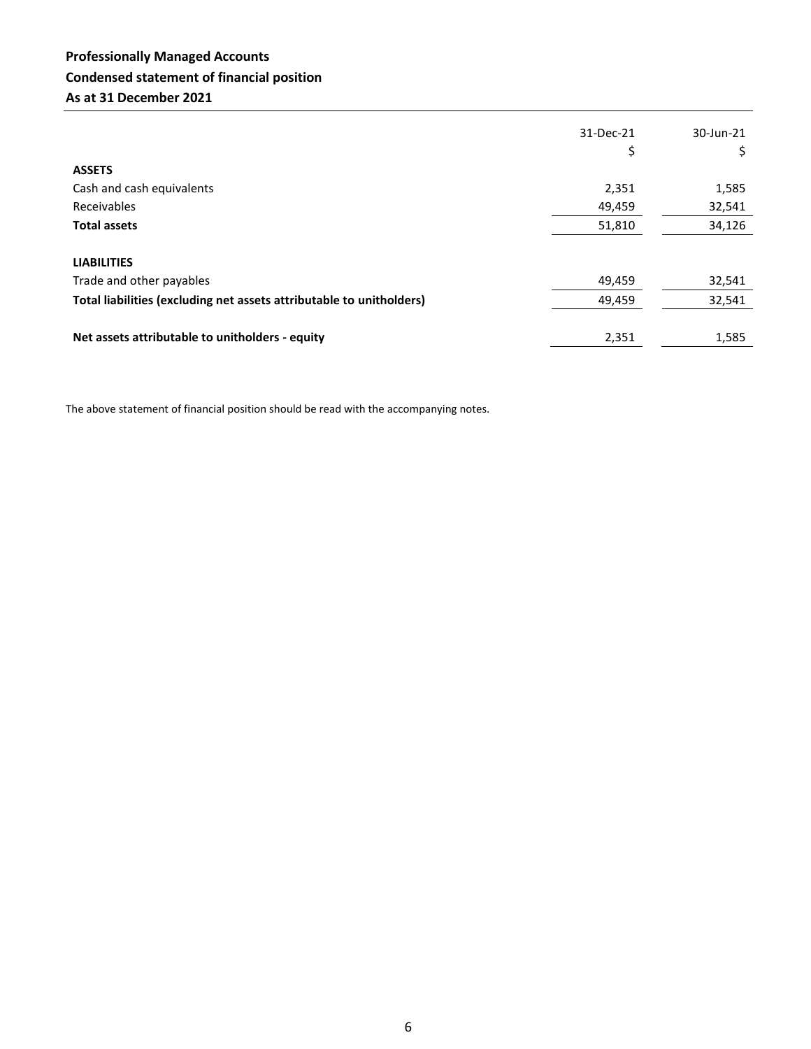**Professionally Managed Accounts**
**Condensed statement of financial position**
**As at 31 December 2021**

| | 31-Dec-21 | 30-Jun-21 |
|---|---|---|
| | $ | $ |
| **ASSETS** | | |
| Cash and cash equivalents | 2,351 | 1,585 |
| Receivables | 49,459 | 32,541 |
| **Total assets** | 51,810 | 34,126 |
| | | |
| **LIABILITIES** | | |
| Trade and other payables | 49,459 | 32,541 |
| **Total liabilities (excluding net assets attributable to unitholders)** | 49,459 | 32,541 |
| | | |
| **Net assets attributable to unitholders - equity** | 2,351 | 1,585 |

The above statement of financial position should be read with the accompanying notes.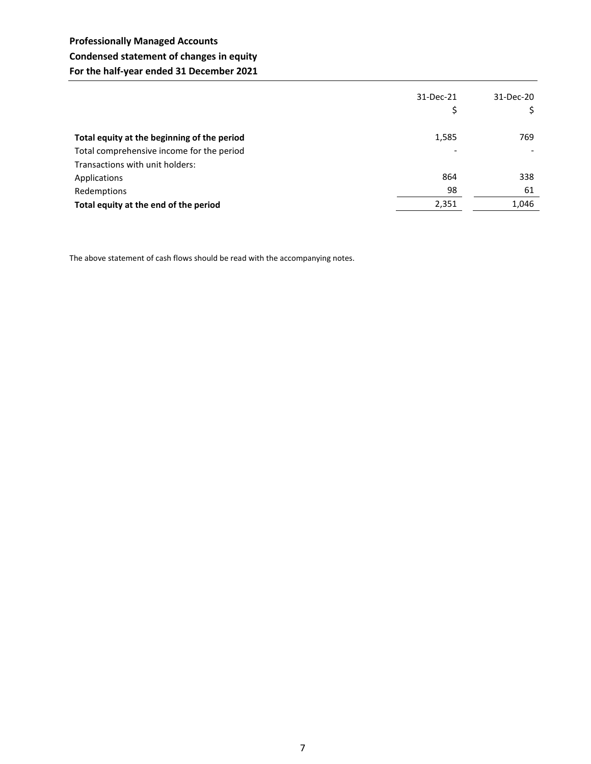**Professionally Managed Accounts**
**Condensed statement of changes in equity**
**For the half-year ended 31 December 2021**

| | 31-Dec-21<br>$ | 31-Dec-20<br>$ |
|---|---|---|
| **Total equity at the beginning of the period** | 1,585 | 769 |
| Total comprehensive income for the period | - | - |
| Transactions with unit holders: | | |
| Applications | 864 | 338 |
| Redemptions | 98 | 61 |
| **Total equity at the end of the period** | 2,351 | 1,046 |

The above statement of cash flows should be read with the accompanying notes.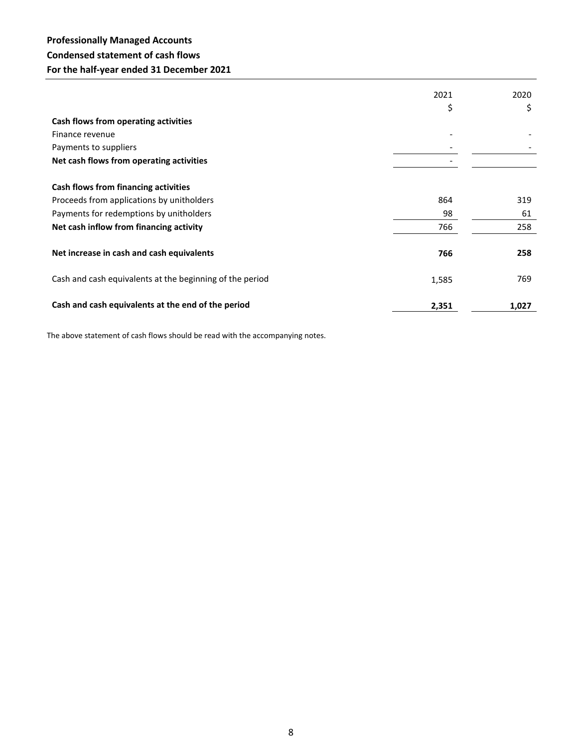**Professionally Managed Accounts**
**Condensed statement of cash flows**
**For the half-year ended 31 December 2021**

| | 2021 | 2020 |
|---|---|---|
| | $ | $ |
| **Cash flows from operating activities** | | |
| Finance revenue | - | - |
| Payments to suppliers | - | - |
| **Net cash flows from operating activities** | - | |
| | | |
| **Cash flows from financing activities** | | |
| Proceeds from applications by unitholders | 864 | 319 |
| Payments for redemptions by unitholders | 98 | 61 |
| **Net cash inflow from financing activity** | 766 | 258 |
| | | |
| **Net increase in cash and cash equivalents** | **766** | **258** |
| | | |
| Cash and cash equivalents at the beginning of the period | 1,585 | 769 |
| | | |
| **Cash and cash equivalents at the end of the period** | **2,351** | **1,027** |

The above statement of cash flows should be read with the accompanying notes.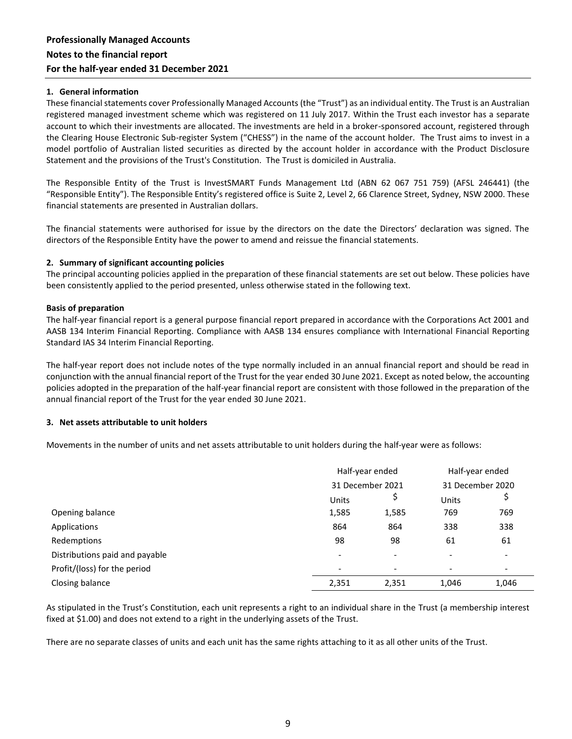**Professionally Managed Accounts**

**Notes to the financial report**

**For the half-year ended 31 December 2021**

**1. General information**

These financial statements cover Professionally Managed Accounts (the "Trust") as an individual entity. The Trust is an Australian registered managed investment scheme which was registered on 11 July 2017. Within the Trust each investor has a separate account to which their investments are allocated. The investments are held in a broker-sponsored account, registered through the Clearing House Electronic Sub-register System ("CHESS") in the name of the account holder. The Trust aims to invest in a model portfolio of Australian listed securities as directed by the account holder in accordance with the Product Disclosure Statement and the provisions of the Trust's Constitution. The Trust is domiciled in Australia.

The Responsible Entity of the Trust is InvestSMART Funds Management Ltd (ABN 62 067 751 759) (AFSL 246441) (the "Responsible Entity"). The Responsible Entity's registered office is Suite 2, Level 2, 66 Clarence Street, Sydney, NSW 2000. These financial statements are presented in Australian dollars.

The financial statements were authorised for issue by the directors on the date the Directors' declaration was signed. The directors of the Responsible Entity have the power to amend and reissue the financial statements.

**2. Summary of significant accounting policies**

The principal accounting policies applied in the preparation of these financial statements are set out below. These policies have been consistently applied to the period presented, unless otherwise stated in the following text.

**Basis of preparation**

The half-year financial report is a general purpose financial report prepared in accordance with the Corporations Act 2001 and AASB 134 Interim Financial Reporting. Compliance with AASB 134 ensures compliance with International Financial Reporting Standard IAS 34 Interim Financial Reporting.

The half-year report does not include notes of the type normally included in an annual financial report and should be read in conjunction with the annual financial report of the Trust for the year ended 30 June 2021. Except as noted below, the accounting policies adopted in the preparation of the half-year financial report are consistent with those followed in the preparation of the annual financial report of the Trust for the year ended 30 June 2021.

**3. Net assets attributable to unit holders**

Movements in the number of units and net assets attributable to unit holders during the half-year were as follows:

| | Half-year ended 31 December 2021 | | Half-year ended 31 December 2020 | |
|---|---|---|---|---|
| | Units | $ | Units | $ |
| Opening balance | 1,585 | 1,585 | 769 | 769 |
| Applications | 864 | 864 | 338 | 338 |
| Redemptions | 98 | 98 | 61 | 61 |
| Distributions paid and payable | - | - | - | - |
| Profit/(loss) for the period | - | - | - | - |
| Closing balance | 2,351 | 2,351 | 1,046 | 1,046 |

As stipulated in the Trust's Constitution, each unit represents a right to an individual share in the Trust (a membership interest fixed at $1.00) and does not extend to a right in the underlying assets of the Trust.

There are no separate classes of units and each unit has the same rights attaching to it as all other units of the Trust.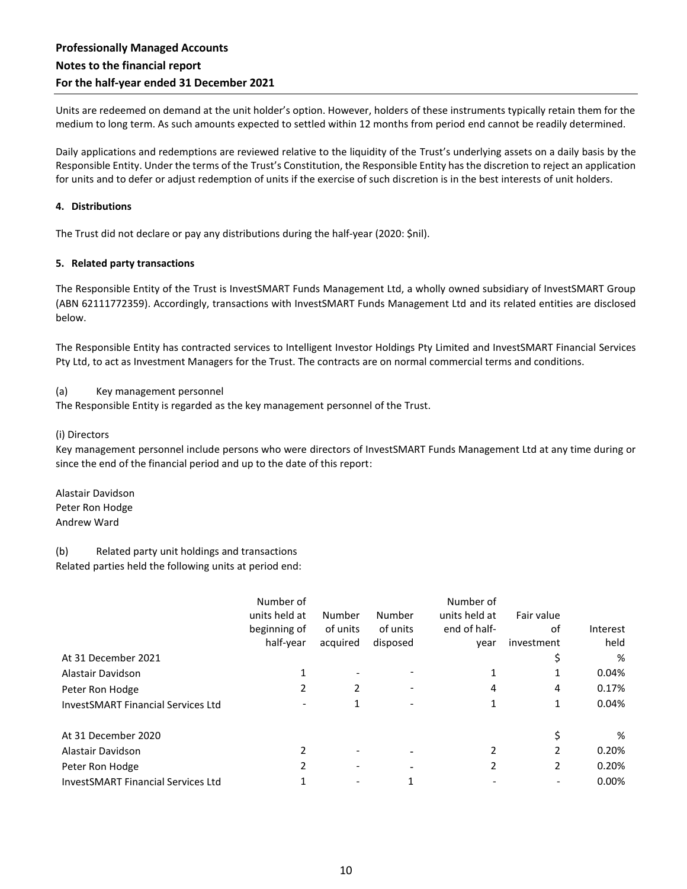Units are redeemed on demand at the unit holder's option. However, holders of these instruments typically retain them for the medium to long term. As such amounts expected to settled within 12 months from period end cannot be readily determined.

Daily applications and redemptions are reviewed relative to the liquidity of the Trust's underlying assets on a daily basis by the Responsible Entity. Under the terms of the Trust's Constitution, the Responsible Entity has the discretion to reject an application for units and to defer or adjust redemption of units if the exercise of such discretion is in the best interests of unit holders.

#### 4. Distributions

The Trust did not declare or pay any distributions during the half-year (2020: $nil).

#### 5. Related party transactions

The Responsible Entity of the Trust is InvestSMART Funds Management Ltd, a wholly owned subsidiary of InvestSMART Group (ABN 62111772359). Accordingly, transactions with InvestSMART Funds Management Ltd and its related entities are disclosed below.

The Responsible Entity has contracted services to Intelligent Investor Holdings Pty Limited and InvestSMART Financial Services Pty Ltd, to act as Investment Managers for the Trust. The contracts are on normal commercial terms and conditions.

(a) Key management personnel

The Responsible Entity is regarded as the key management personnel of the Trust.

(i) Directors

Key management personnel include persons who were directors of InvestSMART Funds Management Ltd at any time during or since the end of the financial period and up to the date of this report:

Alastair Davidson
Peter Ron Hodge
Andrew Ward

(b) Related party unit holdings and transactions

Related parties held the following units at period end:

| | Number of units held at beginning of half-year | Number of units acquired | Number of units disposed | Number of units held at end of half-year | Fair value of investment | Interest held |
|---|---|---|---|---|---|---|
| At 31 December 2021 | | | | | $ | % |
| Alastair Davidson | 1 | - | - | 1 | 1 | 0.04% |
| Peter Ron Hodge | 2 | 2 | - | 4 | 4 | 0.17% |
| InvestSMART Financial Services Ltd | - | 1 | - | 1 | 1 | 0.04% |
| | | | | | | |
| At 31 December 2020 | | | | | $ | % |
| Alastair Davidson | 2 | - | - | 2 | 2 | 0.20% |
| Peter Ron Hodge | 2 | - | - | 2 | 2 | 0.20% |
| InvestSMART Financial Services Ltd | 1 | - | 1 | - | - | 0.00% |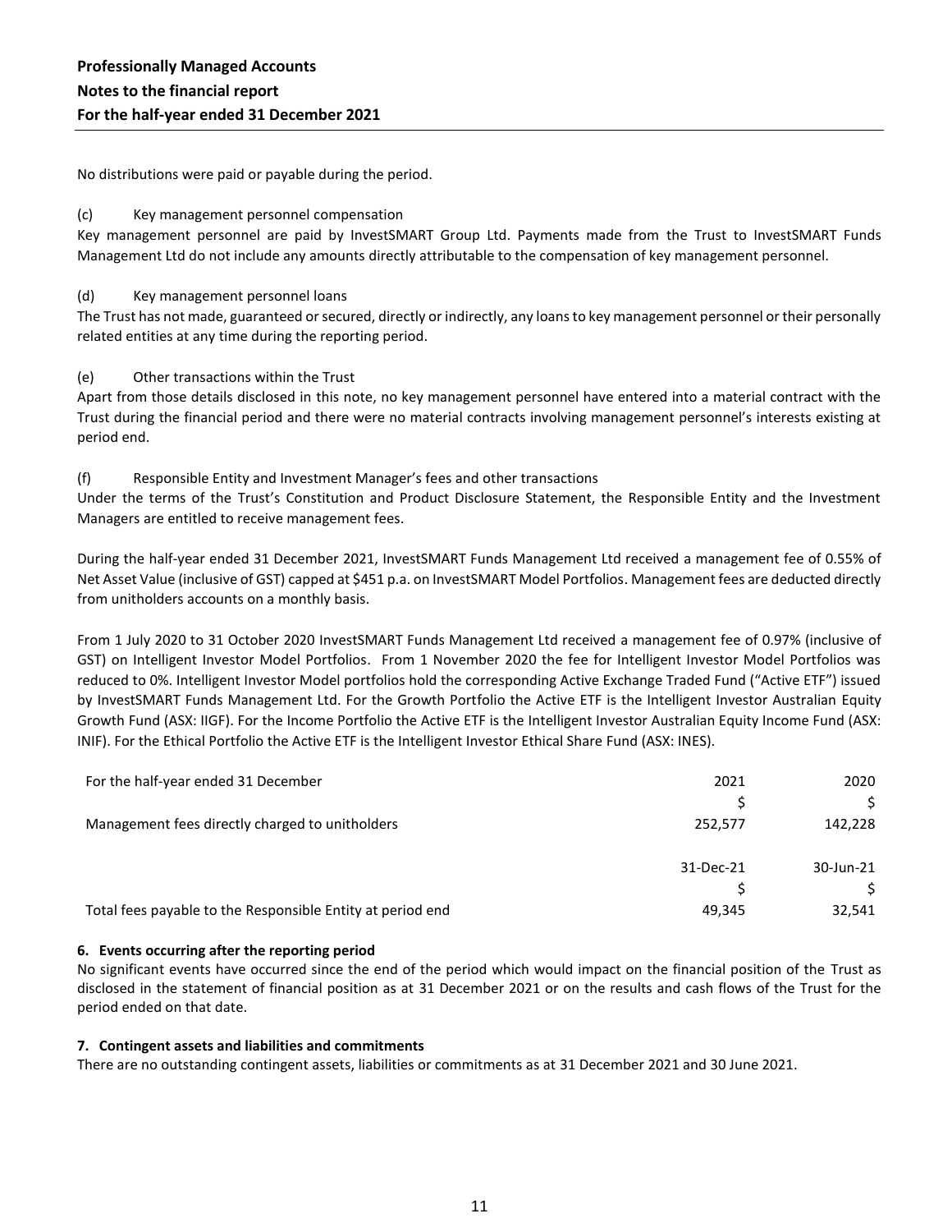No distributions were paid or payable during the period.

(c) Key management personnel compensation

Key management personnel are paid by InvestSMART Group Ltd. Payments made from the Trust to InvestSMART Funds Management Ltd do not include any amounts directly attributable to the compensation of key management personnel.

(d) Key management personnel loans

The Trust has not made, guaranteed or secured, directly or indirectly, any loans to key management personnel or their personally related entities at any time during the reporting period.

(e) Other transactions within the Trust

Apart from those details disclosed in this note, no key management personnel have entered into a material contract with the Trust during the financial period and there were no material contracts involving management personnel's interests existing at period end.

(f) Responsible Entity and Investment Manager's fees and other transactions

Under the terms of the Trust's Constitution and Product Disclosure Statement, the Responsible Entity and the Investment Managers are entitled to receive management fees.

During the half-year ended 31 December 2021, InvestSMART Funds Management Ltd received a management fee of 0.55% of Net Asset Value (inclusive of GST) capped at $451 p.a. on InvestSMART Model Portfolios. Management fees are deducted directly from unitholders accounts on a monthly basis.

From 1 July 2020 to 31 October 2020 InvestSMART Funds Management Ltd received a management fee of 0.97% (inclusive of GST) on Intelligent Investor Model Portfolios. From 1 November 2020 the fee for Intelligent Investor Model Portfolios was reduced to 0%. Intelligent Investor Model portfolios hold the corresponding Active Exchange Traded Fund ("Active ETF") issued by InvestSMART Funds Management Ltd. For the Growth Portfolio the Active ETF is the Intelligent Investor Australian Equity Growth Fund (ASX: IIGF). For the Income Portfolio the Active ETF is the Intelligent Investor Australian Equity Income Fund (ASX: INIF). For the Ethical Portfolio the Active ETF is the Intelligent Investor Ethical Share Fund (ASX: INES).

| For the half-year ended 31 December | 2021 | 2020 |
|---|---|---|
| | $ | $ |
| Management fees directly charged to unitholders | 252,577 | 142,228 |

| | 31-Dec-21 | 30-Jun-21 |
|---|---|---|
| | $ | $ |
| Total fees payable to the Responsible Entity at period end | 49,345 | 32,541 |

### 6. Events occurring after the reporting period

No significant events have occurred since the end of the period which would impact on the financial position of the Trust as disclosed in the statement of financial position as at 31 December 2021 or on the results and cash flows of the Trust for the period ended on that date.

### 7. Contingent assets and liabilities and commitments

There are no outstanding contingent assets, liabilities or commitments as at 31 December 2021 and 30 June 2021.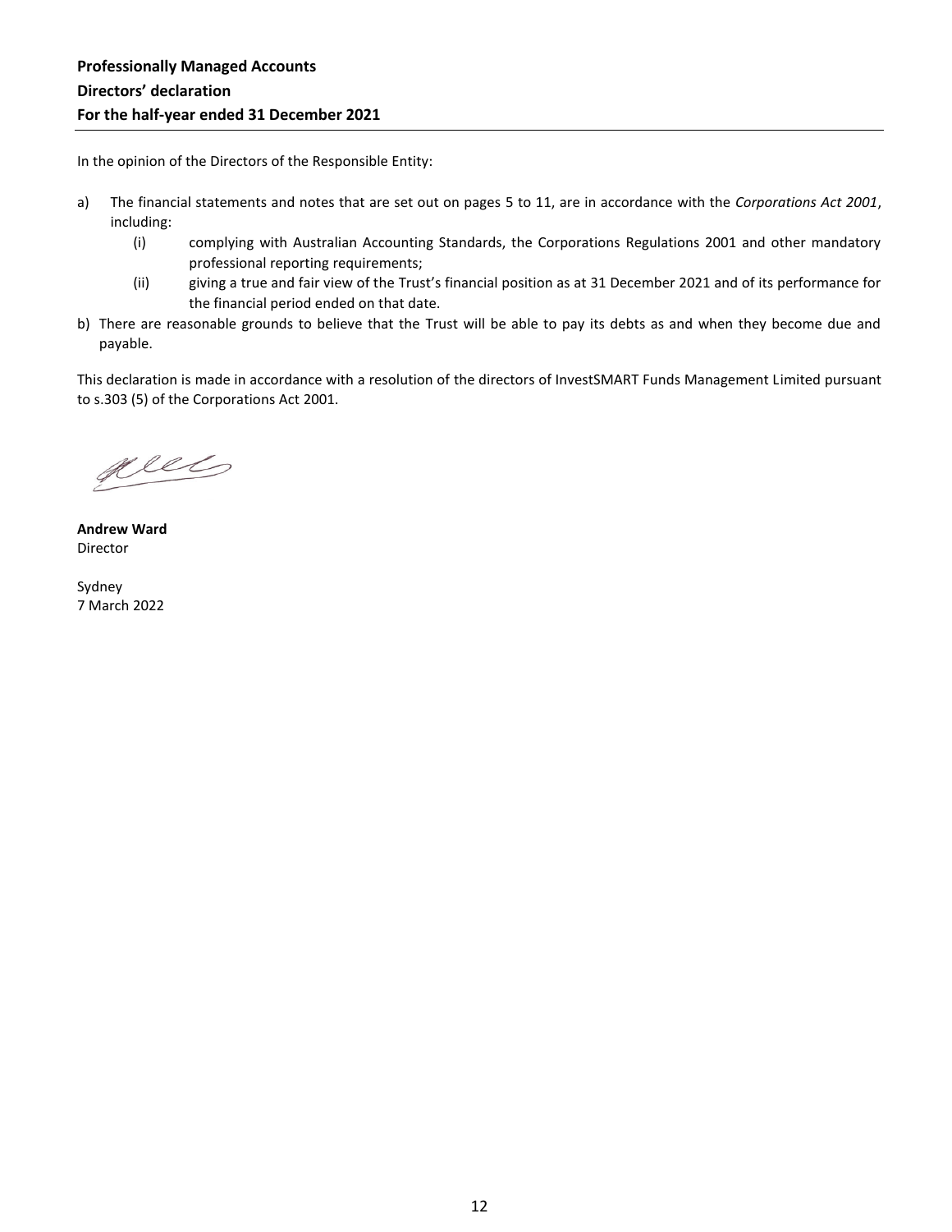**Professionally Managed Accounts**
**Directors' declaration**
**For the half-year ended 31 December 2021**

In the opinion of the Directors of the Responsible Entity:

a) The financial statements and notes that are set out on pages 5 to 11, are in accordance with the *Corporations Act 2001*, including:
   (i) complying with Australian Accounting Standards, the Corporations Regulations 2001 and other mandatory professional reporting requirements;
   (ii) giving a true and fair view of the Trust's financial position as at 31 December 2021 and of its performance for the financial period ended on that date.

b) There are reasonable grounds to believe that the Trust will be able to pay its debts as and when they become due and payable.

This declaration is made in accordance with a resolution of the directors of InvestSMART Funds Management Limited pursuant to s.303 (5) of the Corporations Act 2001.

**Andrew Ward**
Director

Sydney
7 March 2022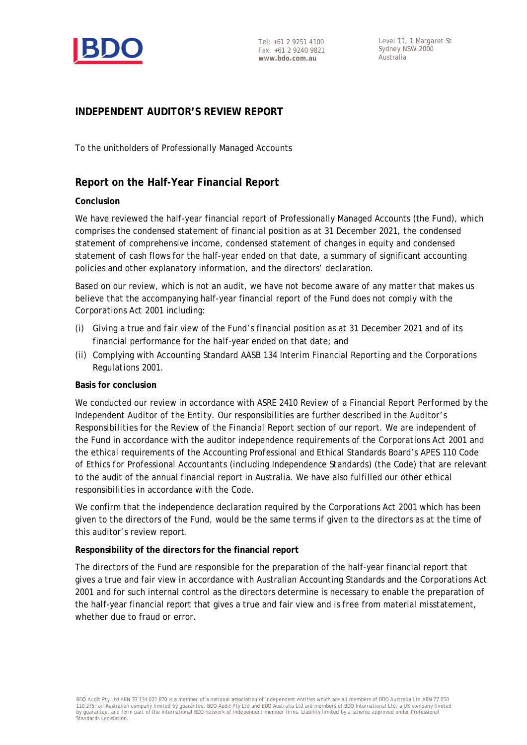Tel: +61 2 9251 4100
Fax: +61 2 9240 9821
**www.bdo.com.au**

Level 11, 1 Margaret St
Sydney NSW 2000
Australia

## INDEPENDENT AUDITOR'S REVIEW REPORT

To the unitholders of Professionally Managed Accounts

## Report on the Half-Year Financial Report

**Conclusion**

We have reviewed the half-year financial report of Professionally Managed Accounts (the Fund), which comprises the condensed statement of financial position as at 31 December 2021, the condensed statement of comprehensive income, condensed statement of changes in equity and condensed statement of cash flows for the half-year ended on that date, a summary of significant accounting policies and other explanatory information, and the directors' declaration.

Based on our review, which is not an audit, we have not become aware of any matter that makes us believe that the accompanying half-year financial report of the Fund does not comply with the *Corporations Act 2001* including:

(i) Giving a true and fair view of the Fund's financial position as at 31 December 2021 and of its financial performance for the half-year ended on that date; and

(ii) Complying with Accounting Standard AASB 134 *Interim Financial Reporting* and the *Corporations Regulations 2001*.

**Basis for conclusion**

We conducted our review in accordance with ASRE 2410 *Review of a Financial Report Performed by the Independent Auditor of the Entity*. Our responsibilities are further described in the *Auditor's Responsibilities for the Review of the Financial Report* section of our report. We are independent of the Fund in accordance with the auditor independence requirements of the *Corporations Act 2001* and the ethical requirements of the Accounting Professional and Ethical Standards Board's APES 110 *Code of Ethics for Professional Accountants (including Independence Standards)* (the Code) that are relevant to the audit of the annual financial report in Australia. We have also fulfilled our other ethical responsibilities in accordance with the Code.

We confirm that the independence declaration required by the *Corporations Act 2001* which has been given to the directors of the Fund, would be the same terms if given to the directors as at the time of this auditor's review report.

**Responsibility of the directors for the financial report**

The directors of the Fund are responsible for the preparation of the half-year financial report that gives a true and fair view in accordance with Australian Accounting Standards and the *Corporations Act 2001* and for such internal control as the directors determine is necessary to enable the preparation of the half-year financial report that gives a true and fair view and is free from material misstatement, whether due to fraud or error.

BDO Audit Pty Ltd ABN 33 134 022 870 is a member of a national association of independent entities which are all members of BDO Australia Ltd ABN 77 050 110 275, an Australian company limited by guarantee. BDO Audit Pty Ltd and BDO Australia Ltd are members of BDO International Ltd, a UK company limited by guarantee, and form part of the international BDO network of independent member firms. Liability limited by a scheme approved under Professional Standards Legislation.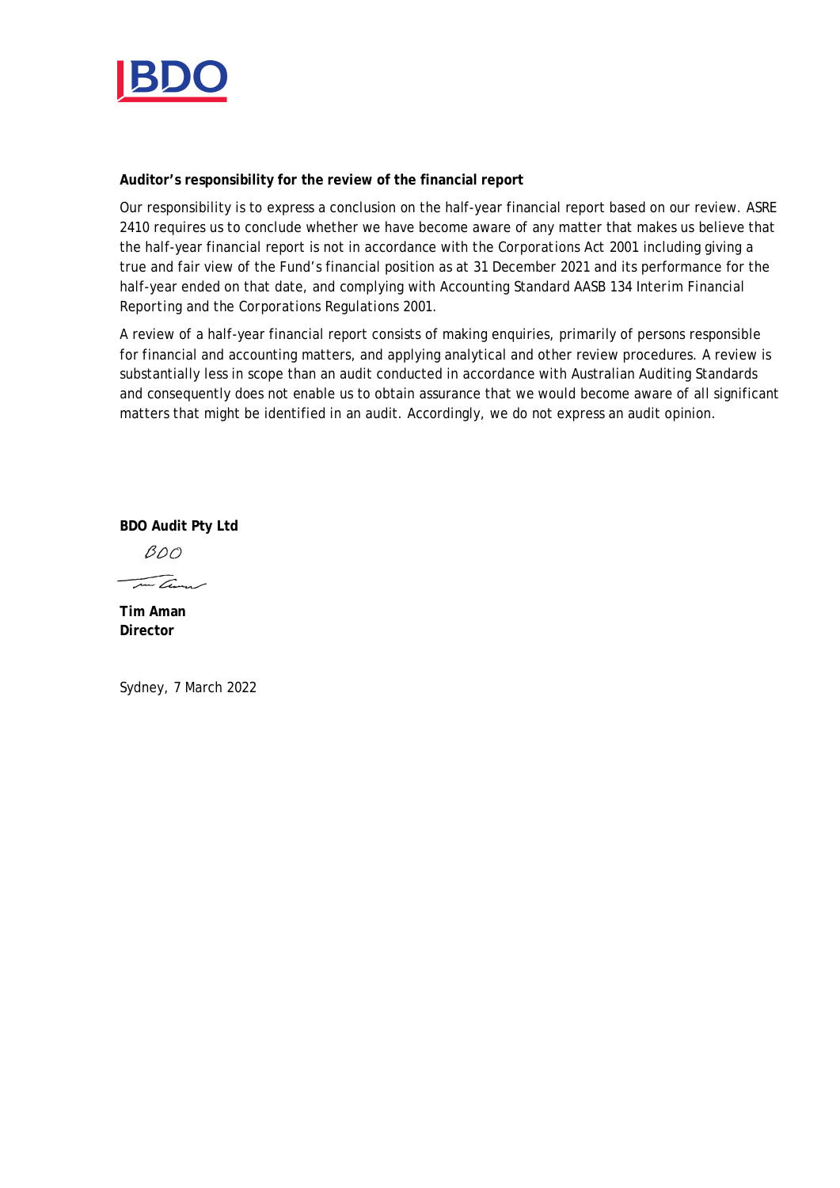**Auditor's responsibility for the review of the financial report**

Our responsibility is to express a conclusion on the half-year financial report based on our review. ASRE 2410 requires us to conclude whether we have become aware of any matter that makes us believe that the half-year financial report is not in accordance with the *Corporations Act 2001* including giving a true and fair view of the Fund's financial position as at 31 December 2021 and its performance for the half-year ended on that date, and complying with Accounting Standard AASB 134 *Interim Financial Reporting* and the *Corporations Regulations 2001*.

A review of a half-year financial report consists of making enquiries, primarily of persons responsible for financial and accounting matters, and applying analytical and other review procedures. A review is substantially less in scope than an audit conducted in accordance with Australian Auditing Standards and consequently does not enable us to obtain assurance that we would become aware of all significant matters that might be identified in an audit. Accordingly, we do not express an audit opinion.

**BDO Audit Pty Ltd**

BDO

**Tim Aman**
**Director**

Sydney, 7 March 2022